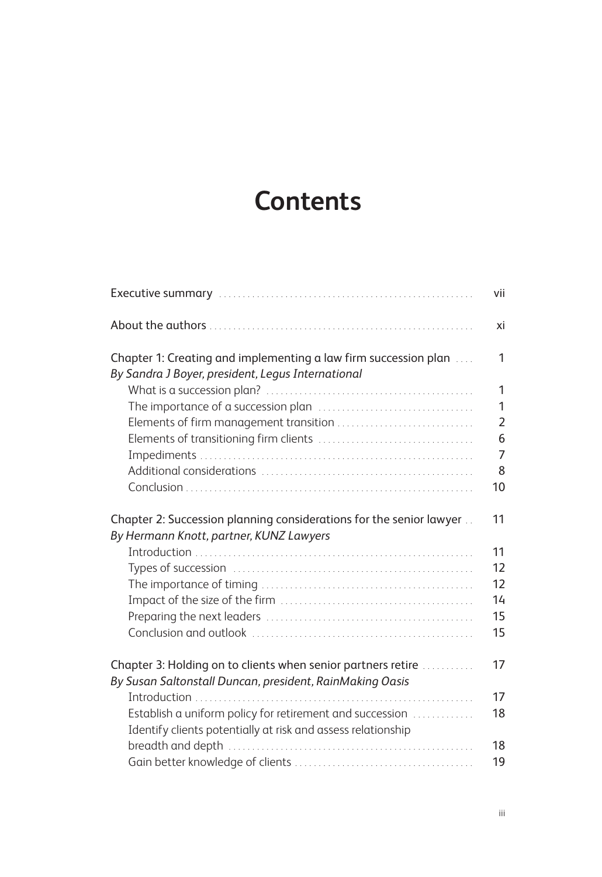# Contents

| | |
|---|---|
| Executive summary | vii |
| About the authors | xi |
| Chapter 1: Creating and implementing a law firm succession plan<br>*By Sandra J Boyer, president, Legus International* | 1 |
| What is a succession plan? | 1 |
| The importance of a succession plan | 1 |
| Elements of firm management transition | 2 |
| Elements of transitioning firm clients | 6 |
| Impediments | 7 |
| Additional considerations | 8 |
| Conclusion | 10 |
| Chapter 2: Succession planning considerations for the senior lawyer<br>*By Hermann Knott, partner, KUNZ Lawyers* | 11 |
| Introduction | 11 |
| Types of succession | 12 |
| The importance of timing | 12 |
| Impact of the size of the firm | 14 |
| Preparing the next leaders | 15 |
| Conclusion and outlook | 15 |
| Chapter 3: Holding on to clients when senior partners retire<br>*By Susan Saltonstall Duncan, president, RainMaking Oasis* | 17 |
| Introduction | 17 |
| Establish a uniform policy for retirement and succession | 18 |
| Identify clients potentially at risk and assess relationship breadth and depth | 18 |
| Gain better knowledge of clients | 19 |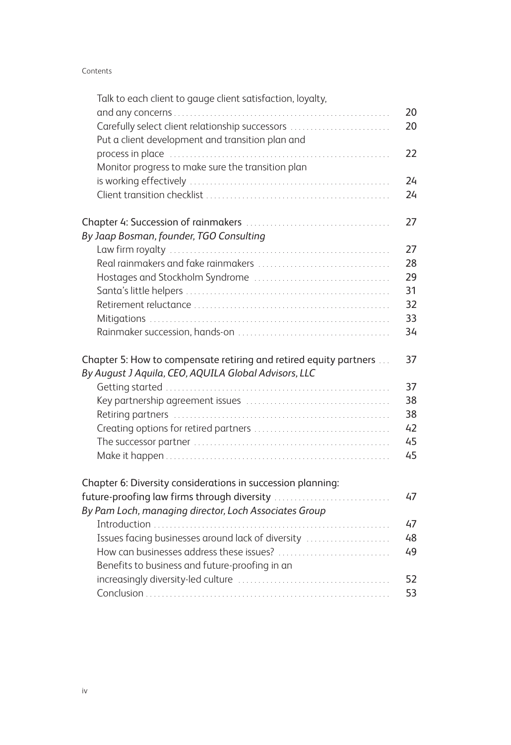Talk to each client to gauge client satisfaction, loyalty, and any concerns ..... 20

Carefully select client relationship successors ..... 20

Put a client development and transition plan and process in place ..... 22

Monitor progress to make sure the transition plan is working effectively ..... 24

Client transition checklist ..... 24

Chapter 4: Succession of rainmakers ..... 27

*By Jaap Bosman, founder, TGO Consulting*

Law firm royalty ..... 27

Real rainmakers and fake rainmakers ..... 28

Hostages and Stockholm Syndrome ..... 29

Santa's little helpers ..... 31

Retirement reluctance ..... 32

Mitigations ..... 33

Rainmaker succession, hands-on ..... 34

Chapter 5: How to compensate retiring and retired equity partners ..... 37

*By August J Aquila, CEO, AQUILA Global Advisors, LLC*

Getting started ..... 37

Key partnership agreement issues ..... 38

Retiring partners ..... 38

Creating options for retired partners ..... 42

The successor partner ..... 45

Make it happen ..... 45

Chapter 6: Diversity considerations in succession planning: future-proofing law firms through diversity ..... 47

*By Pam Loch, managing director, Loch Associates Group*

Introduction ..... 47

Issues facing businesses around lack of diversity ..... 48

How can businesses address these issues? ..... 49

Benefits to business and future-proofing in an increasingly diversity-led culture ..... 52

Conclusion ..... 53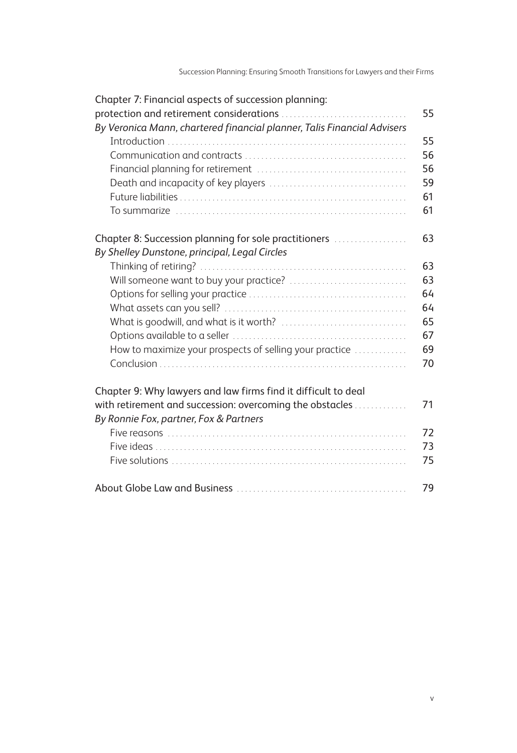Chapter 7: Financial aspects of succession planning: protection and retirement considerations ... 55

*By Veronica Mann, chartered financial planner, Talis Financial Advisers*

- Introduction ... 55
- Communication and contracts ... 56
- Financial planning for retirement ... 56
- Death and incapacity of key players ... 59
- Future liabilities ... 61
- To summarize ... 61

Chapter 8: Succession planning for sole practitioners ... 63

*By Shelley Dunstone, principal, Legal Circles*

- Thinking of retiring? ... 63
- Will someone want to buy your practice? ... 63
- Options for selling your practice ... 64
- What assets can you sell? ... 64
- What is goodwill, and what is it worth? ... 65
- Options available to a seller ... 67
- How to maximize your prospects of selling your practice ... 69
- Conclusion ... 70

Chapter 9: Why lawyers and law firms find it difficult to deal with retirement and succession: overcoming the obstacles ... 71

*By Ronnie Fox, partner, Fox & Partners*

- Five reasons ... 72
- Five ideas ... 73
- Five solutions ... 75

About Globe Law and Business ... 79